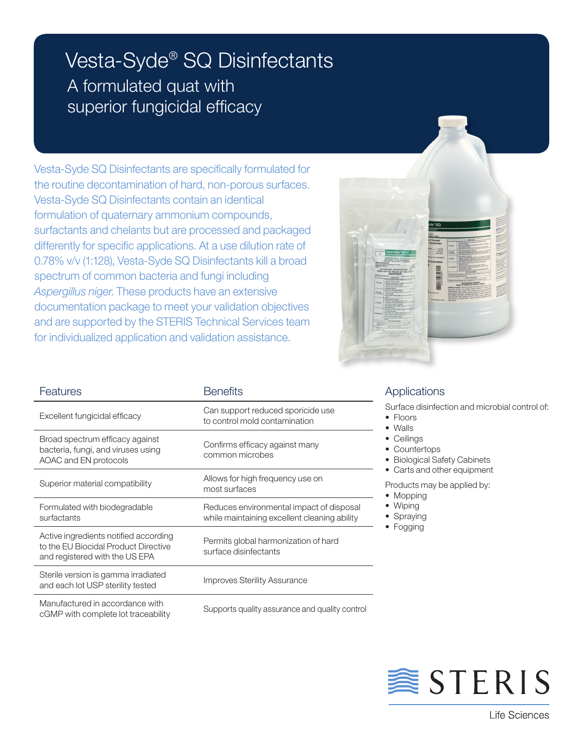# Vesta-Syde® SQ Disinfectants

## A formulated quat with superior fungicidal efficacy

Vesta-Syde SQ Disinfectants are specifically formulated for the routine decontamination of hard, non-porous surfaces. Vesta-Syde SQ Disinfectants contain an identical formulation of quaternary ammonium compounds, surfactants and chelants but are processed and packaged differently for specific applications. At a use dilution rate of 0.78% v/v (1:128), Vesta-Syde SQ Disinfectants kill a broad spectrum of common bacteria and fungi including *Aspergillus niger*. These products have an extensive documentation package to meet your validation objectives and are supported by the STERIS Technical Services team for individualized application and validation assistance.

| Features | Benefits |
|---|---|
| Excellent fungicidal efficacy | Can support reduced sporicide use to control mold contamination |
| Broad spectrum efficacy against bacteria, fungi, and viruses using AOAC and EN protocols | Confirms efficacy against many common microbes |
| Superior material compatibility | Allows for high frequency use on most surfaces |
| Formulated with biodegradable surfactants | Reduces environmental impact of disposal while maintaining excellent cleaning ability |
| Active ingredients notified according to the EU Biocidal Product Directive and registered with the US EPA | Permits global harmonization of hard surface disinfectants |
| Sterile version is gamma irradiated and each lot USP sterility tested | Improves Sterility Assurance |
| Manufactured in accordance with cGMP with complete lot traceability | Supports quality assurance and quality control |

## Applications

Surface disinfection and microbial control of:

- Floors
- Walls
- Ceilings
- Countertops
- Biological Safety Cabinets
- Carts and other equipment

Products may be applied by:

- Mopping
- Wiping
- Spraying
- Fogging

STERIS

Life Sciences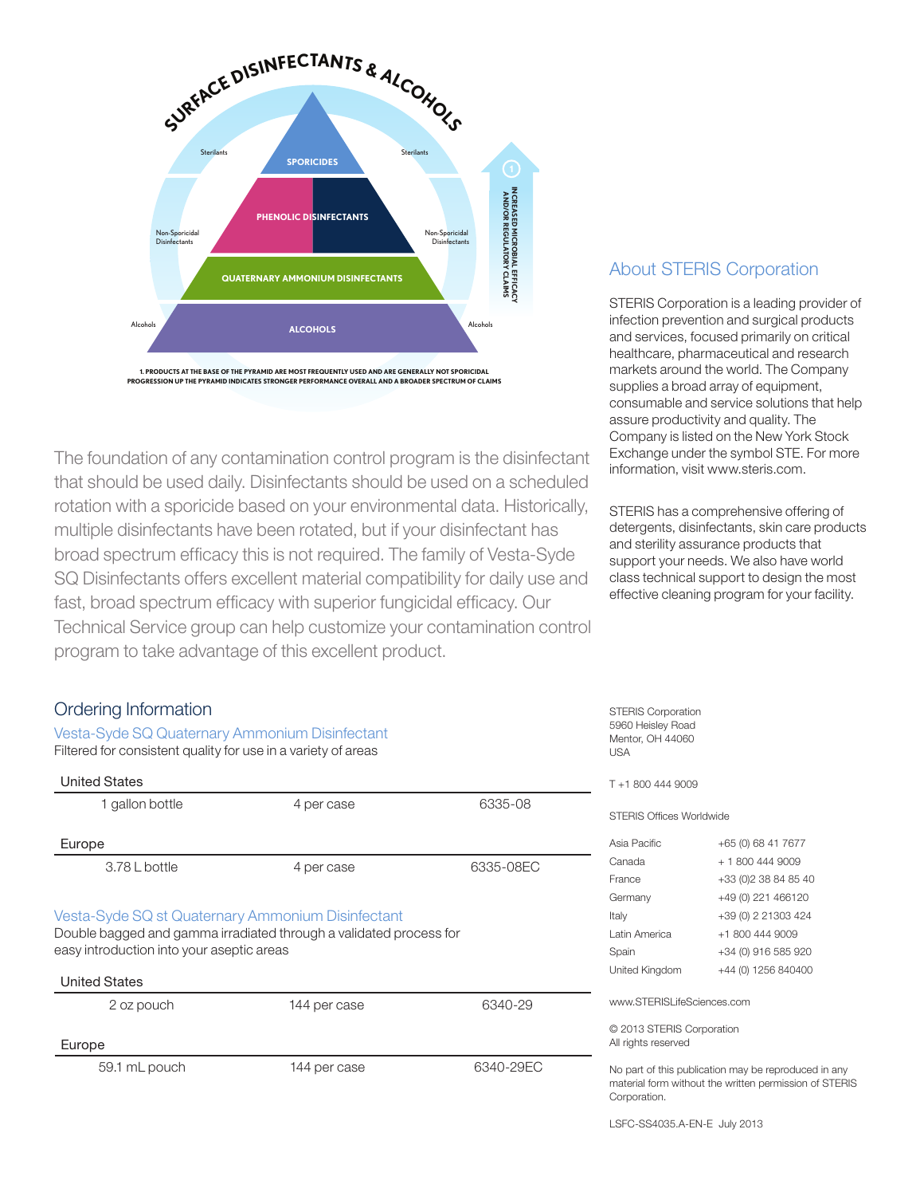SURFACE DISINFECTANTS & ALCOHOLS

Sterilants

SPORICIDES

Sterilants

PHENOLIC DISINFECTANTS

Non-Sporicidal Disinfectants

Non-Sporicidal Disinfectants

QUATERNARY AMMONIUM DISINFECTANTS

Alcohols

ALCOHOLS

Alcohols

1 INCREASED MICROBIAL EFFICACY AND/OR REGULATORY CLAIMS

1. PRODUCTS AT THE BASE OF THE PYRAMID ARE MOST FREQUENTLY USED AND ARE GENERALLY NOT SPORICIDAL
PROGRESSION UP THE PYRAMID INDICATES STRONGER PERFORMANCE OVERALL AND A BROADER SPECTRUM OF CLAIMS

The foundation of any contamination control program is the disinfectant that should be used daily. Disinfectants should be used on a scheduled rotation with a sporicide based on your environmental data. Historically, multiple disinfectants have been rotated, but if your disinfectant has broad spectrum efficacy this is not required. The family of Vesta-Syde SQ Disinfectants offers excellent material compatibility for daily use and fast, broad spectrum efficacy with superior fungicidal efficacy. Our Technical Service group can help customize your contamination control program to take advantage of this excellent product.

## About STERIS Corporation

STERIS Corporation is a leading provider of infection prevention and surgical products and services, focused primarily on critical healthcare, pharmaceutical and research markets around the world. The Company supplies a broad array of equipment, consumable and service solutions that help assure productivity and quality. The Company is listed on the New York Stock Exchange under the symbol STE. For more information, visit www.steris.com.

STERIS has a comprehensive offering of detergents, disinfectants, skin care products and sterility assurance products that support your needs. We also have world class technical support to design the most effective cleaning program for your facility.

## Ordering Information

### Vesta-Syde SQ Quaternary Ammonium Disinfectant

Filtered for consistent quality for use in a variety of areas

| United States | | |
|---|---|---|
| 1 gallon bottle | 4 per case | 6335-08 |
| **Europe** | | |
| 3.78 L bottle | 4 per case | 6335-08EC |

### Vesta-Syde SQ st Quaternary Ammonium Disinfectant

Double bagged and gamma irradiated through a validated process for easy introduction into your aseptic areas

| United States | | |
|---|---|---|
| 2 oz pouch | 144 per case | 6340-29 |
| **Europe** | | |
| 59.1 mL pouch | 144 per case | 6340-29EC |

STERIS Corporation
5960 Heisley Road
Mentor, OH 44060
USA

T +1 800 444 9009

STERIS Offices Worldwide

| | |
|---|---|
| Asia Pacific | +65 (0) 68 41 7677 |
| Canada | + 1 800 444 9009 |
| France | +33 (0)2 38 84 85 40 |
| Germany | +49 (0) 221 466120 |
| Italy | +39 (0) 2 21303 424 |
| Latin America | +1 800 444 9009 |
| Spain | +34 (0) 916 585 920 |
| United Kingdom | +44 (0) 1256 840400 |

www.STERISLifeSciences.com

© 2013 STERIS Corporation
All rights reserved

No part of this publication may be reproduced in any material form without the written permission of STERIS Corporation.

LSFC-SS4035.A-EN-E July 2013